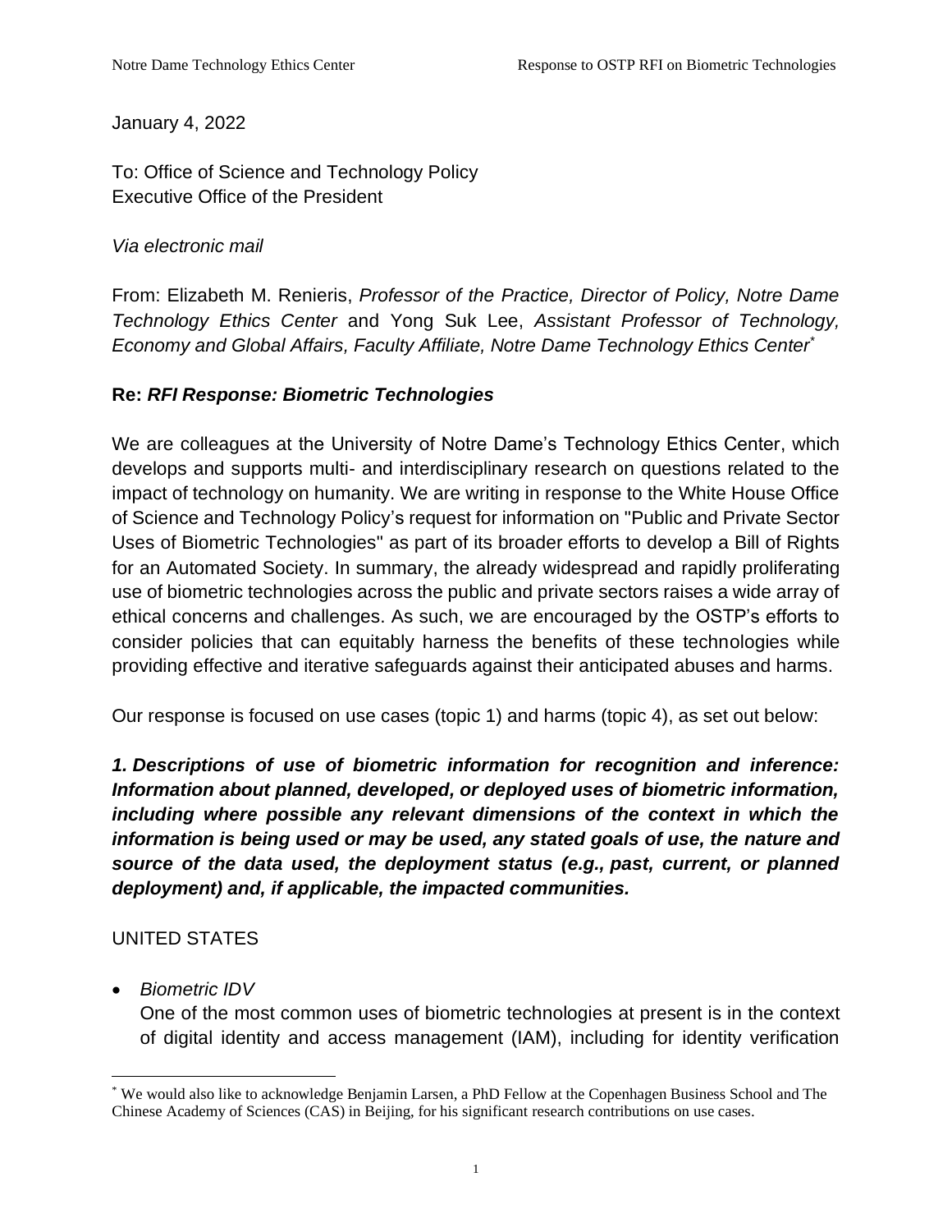January 4, 2022

To: Office of Science and Technology Policy
Executive Office of the President

*Via electronic mail*

From: Elizabeth M. Renieris, *Professor of the Practice, Director of Policy, Notre Dame Technology Ethics Center* and Yong Suk Lee, *Assistant Professor of Technology, Economy and Global Affairs, Faculty Affiliate, Notre Dame Technology Ethics Center*[*]

**Re: *RFI Response: Biometric Technologies***

We are colleagues at the University of Notre Dame's Technology Ethics Center, which develops and supports multi- and interdisciplinary research on questions related to the impact of technology on humanity. We are writing in response to the White House Office of Science and Technology Policy's request for information on "Public and Private Sector Uses of Biometric Technologies" as part of its broader efforts to develop a Bill of Rights for an Automated Society. In summary, the already widespread and rapidly proliferating use of biometric technologies across the public and private sectors raises a wide array of ethical concerns and challenges. As such, we are encouraged by the OSTP's efforts to consider policies that can equitably harness the benefits of these technologies while providing effective and iterative safeguards against their anticipated abuses and harms.

Our response is focused on use cases (topic 1) and harms (topic 4), as set out below:

***1. Descriptions of use of biometric information for recognition and inference: Information about planned, developed, or deployed uses of biometric information, including where possible any relevant dimensions of the context in which the information is being used or may be used, any stated goals of use, the nature and source of the data used, the deployment status (e.g., past, current, or planned deployment) and, if applicable, the impacted communities.***

UNITED STATES

- *Biometric IDV*
  One of the most common uses of biometric technologies at present is in the context of digital identity and access management (IAM), including for identity verification

[*] We would also like to acknowledge Benjamin Larsen, a PhD Fellow at the Copenhagen Business School and The Chinese Academy of Sciences (CAS) in Beijing, for his significant research contributions on use cases.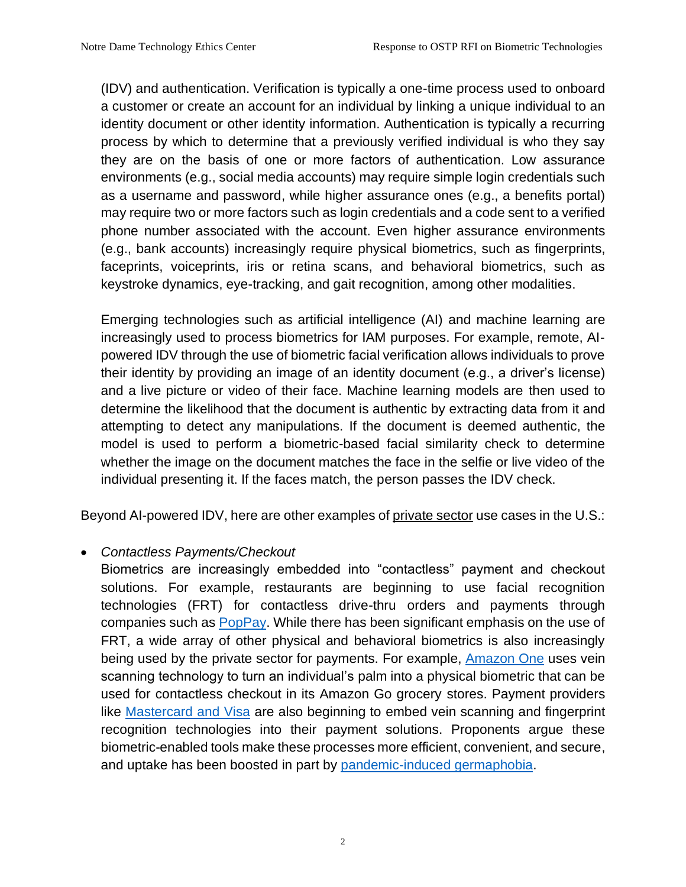(IDV) and authentication. Verification is typically a one-time process used to onboard a customer or create an account for an individual by linking a unique individual to an identity document or other identity information. Authentication is typically a recurring process by which to determine that a previously verified individual is who they say they are on the basis of one or more factors of authentication. Low assurance environments (e.g., social media accounts) may require simple login credentials such as a username and password, while higher assurance ones (e.g., a benefits portal) may require two or more factors such as login credentials and a code sent to a verified phone number associated with the account. Even higher assurance environments (e.g., bank accounts) increasingly require physical biometrics, such as fingerprints, faceprints, voiceprints, iris or retina scans, and behavioral biometrics, such as keystroke dynamics, eye-tracking, and gait recognition, among other modalities.

Emerging technologies such as artificial intelligence (AI) and machine learning are increasingly used to process biometrics for IAM purposes. For example, remote, AI-powered IDV through the use of biometric facial verification allows individuals to prove their identity by providing an image of an identity document (e.g., a driver's license) and a live picture or video of their face. Machine learning models are then used to determine the likelihood that the document is authentic by extracting data from it and attempting to detect any manipulations. If the document is deemed authentic, the model is used to perform a biometric-based facial similarity check to determine whether the image on the document matches the face in the selfie or live video of the individual presenting it. If the faces match, the person passes the IDV check.

Beyond AI-powered IDV, here are other examples of private sector use cases in the U.S.:

- *Contactless Payments/Checkout*
  Biometrics are increasingly embedded into "contactless" payment and checkout solutions. For example, restaurants are beginning to use facial recognition technologies (FRT) for contactless drive-thru orders and payments through companies such as PopPay. While there has been significant emphasis on the use of FRT, a wide array of other physical and behavioral biometrics is also increasingly being used by the private sector for payments. For example, Amazon One uses vein scanning technology to turn an individual's palm into a physical biometric that can be used for contactless checkout in its Amazon Go grocery stores. Payment providers like Mastercard and Visa are also beginning to embed vein scanning and fingerprint recognition technologies into their payment solutions. Proponents argue these biometric-enabled tools make these processes more efficient, convenient, and secure, and uptake has been boosted in part by pandemic-induced germaphobia.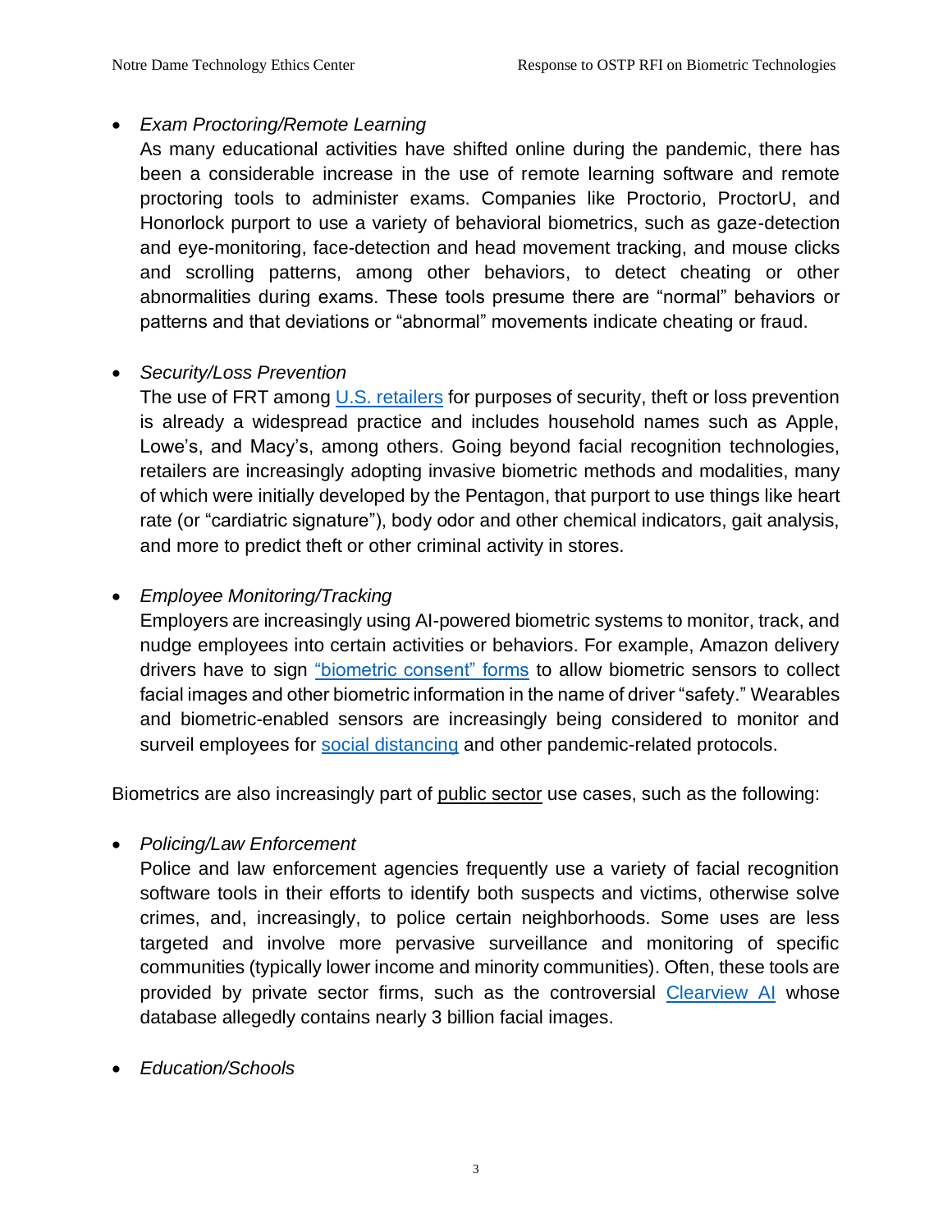- *Exam Proctoring/Remote Learning*
  As many educational activities have shifted online during the pandemic, there has been a considerable increase in the use of remote learning software and remote proctoring tools to administer exams. Companies like Proctorio, ProctorU, and Honorlock purport to use a variety of behavioral biometrics, such as gaze-detection and eye-monitoring, face-detection and head movement tracking, and mouse clicks and scrolling patterns, among other behaviors, to detect cheating or other abnormalities during exams. These tools presume there are "normal" behaviors or patterns and that deviations or "abnormal" movements indicate cheating or fraud.

- *Security/Loss Prevention*
  The use of FRT among U.S. retailers for purposes of security, theft or loss prevention is already a widespread practice and includes household names such as Apple, Lowe's, and Macy's, among others. Going beyond facial recognition technologies, retailers are increasingly adopting invasive biometric methods and modalities, many of which were initially developed by the Pentagon, that purport to use things like heart rate (or "cardiatric signature"), body odor and other chemical indicators, gait analysis, and more to predict theft or other criminal activity in stores.

- *Employee Monitoring/Tracking*
  Employers are increasingly using AI-powered biometric systems to monitor, track, and nudge employees into certain activities or behaviors. For example, Amazon delivery drivers have to sign "biometric consent" forms to allow biometric sensors to collect facial images and other biometric information in the name of driver "safety." Wearables and biometric-enabled sensors are increasingly being considered to monitor and surveil employees for social distancing and other pandemic-related protocols.

Biometrics are also increasingly part of public sector use cases, such as the following:

- *Policing/Law Enforcement*
  Police and law enforcement agencies frequently use a variety of facial recognition software tools in their efforts to identify both suspects and victims, otherwise solve crimes, and, increasingly, to police certain neighborhoods. Some uses are less targeted and involve more pervasive surveillance and monitoring of specific communities (typically lower income and minority communities). Often, these tools are provided by private sector firms, such as the controversial Clearview AI whose database allegedly contains nearly 3 billion facial images.

- *Education/Schools*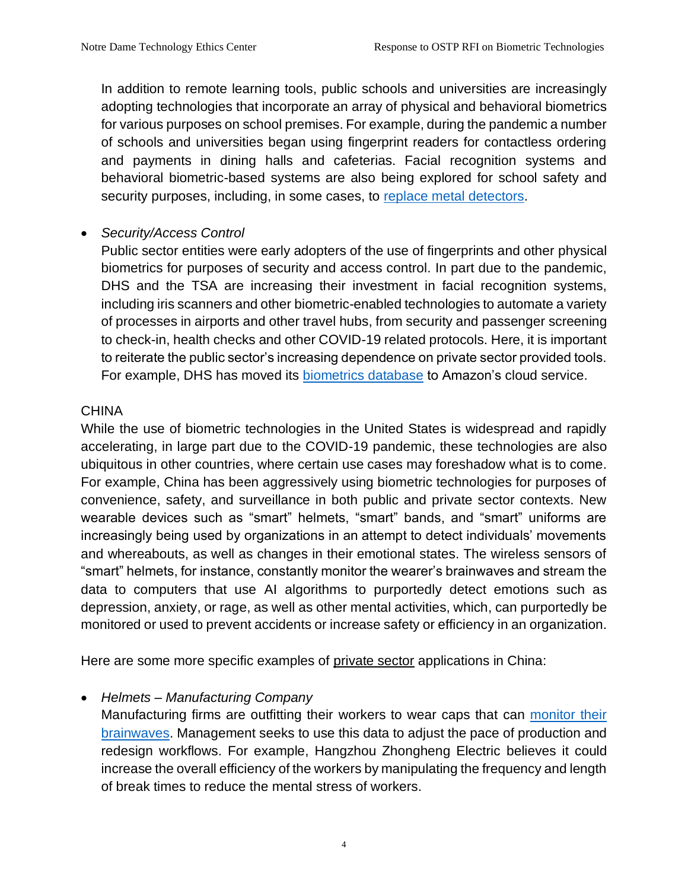In addition to remote learning tools, public schools and universities are increasingly adopting technologies that incorporate an array of physical and behavioral biometrics for various purposes on school premises. For example, during the pandemic a number of schools and universities began using fingerprint readers for contactless ordering and payments in dining halls and cafeterias. Facial recognition systems and behavioral biometric-based systems are also being explored for school safety and security purposes, including, in some cases, to replace metal detectors.

- *Security/Access Control*
  Public sector entities were early adopters of the use of fingerprints and other physical biometrics for purposes of security and access control. In part due to the pandemic, DHS and the TSA are increasing their investment in facial recognition systems, including iris scanners and other biometric-enabled technologies to automate a variety of processes in airports and other travel hubs, from security and passenger screening to check-in, health checks and other COVID-19 related protocols. Here, it is important to reiterate the public sector's increasing dependence on private sector provided tools. For example, DHS has moved its biometrics database to Amazon's cloud service.

CHINA

While the use of biometric technologies in the United States is widespread and rapidly accelerating, in large part due to the COVID-19 pandemic, these technologies are also ubiquitous in other countries, where certain use cases may foreshadow what is to come. For example, China has been aggressively using biometric technologies for purposes of convenience, safety, and surveillance in both public and private sector contexts. New wearable devices such as "smart" helmets, "smart" bands, and "smart" uniforms are increasingly being used by organizations in an attempt to detect individuals' movements and whereabouts, as well as changes in their emotional states. The wireless sensors of "smart" helmets, for instance, constantly monitor the wearer's brainwaves and stream the data to computers that use AI algorithms to purportedly detect emotions such as depression, anxiety, or rage, as well as other mental activities, which, can purportedly be monitored or used to prevent accidents or increase safety or efficiency in an organization.

Here are some more specific examples of <u>private sector</u> applications in China:

- *Helmets – Manufacturing Company*
  Manufacturing firms are outfitting their workers to wear caps that can monitor their brainwaves. Management seeks to use this data to adjust the pace of production and redesign workflows. For example, Hangzhou Zhongheng Electric believes it could increase the overall efficiency of the workers by manipulating the frequency and length of break times to reduce the mental stress of workers.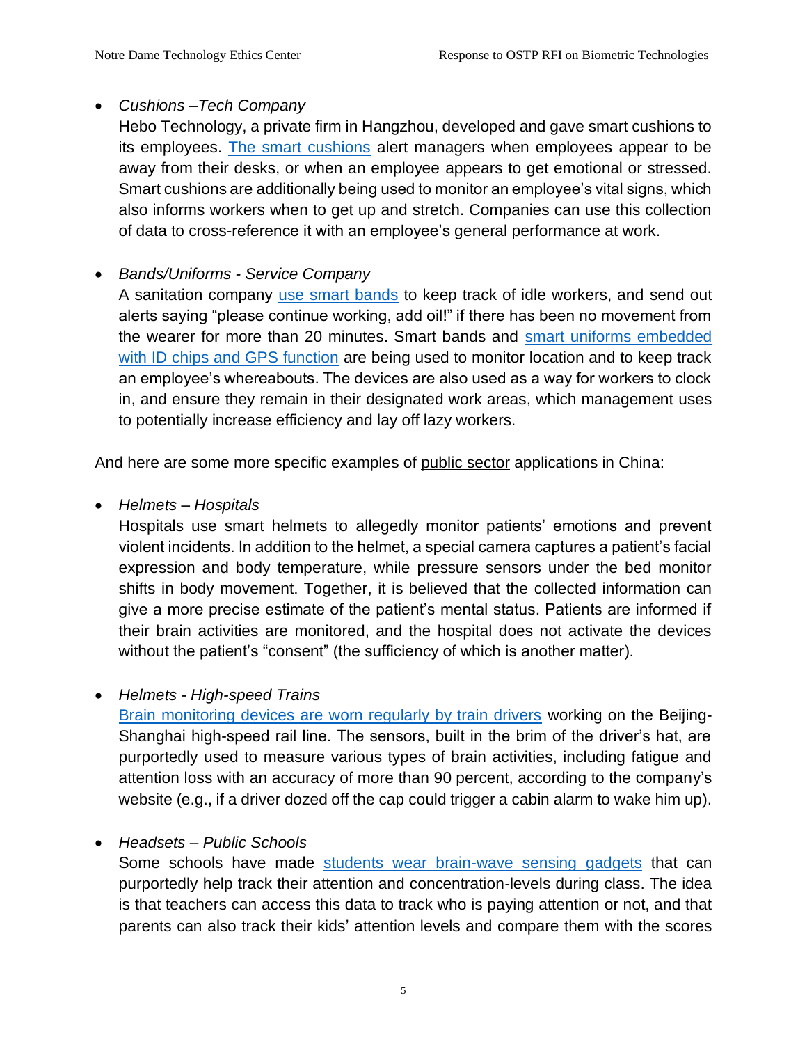- *Cushions –Tech Company*
  Hebo Technology, a private firm in Hangzhou, developed and gave smart cushions to its employees. The smart cushions alert managers when employees appear to be away from their desks, or when an employee appears to get emotional or stressed. Smart cushions are additionally being used to monitor an employee's vital signs, which also informs workers when to get up and stretch. Companies can use this collection of data to cross-reference it with an employee's general performance at work.

- *Bands/Uniforms - Service Company*
  A sanitation company use smart bands to keep track of idle workers, and send out alerts saying "please continue working, add oil!" if there has been no movement from the wearer for more than 20 minutes. Smart bands and smart uniforms embedded with ID chips and GPS function are being used to monitor location and to keep track an employee's whereabouts. The devices are also used as a way for workers to clock in, and ensure they remain in their designated work areas, which management uses to potentially increase efficiency and lay off lazy workers.

And here are some more specific examples of <u>public sector</u> applications in China:

- *Helmets – Hospitals*
  Hospitals use smart helmets to allegedly monitor patients' emotions and prevent violent incidents. In addition to the helmet, a special camera captures a patient's facial expression and body temperature, while pressure sensors under the bed monitor shifts in body movement. Together, it is believed that the collected information can give a more precise estimate of the patient's mental status. Patients are informed if their brain activities are monitored, and the hospital does not activate the devices without the patient's "consent" (the sufficiency of which is another matter).

- *Helmets - High-speed Trains*
  Brain monitoring devices are worn regularly by train drivers working on the Beijing-Shanghai high-speed rail line. The sensors, built in the brim of the driver's hat, are purportedly used to measure various types of brain activities, including fatigue and attention loss with an accuracy of more than 90 percent, according to the company's website (e.g., if a driver dozed off the cap could trigger a cabin alarm to wake him up).

- *Headsets – Public Schools*
  Some schools have made students wear brain-wave sensing gadgets that can purportedly help track their attention and concentration-levels during class. The idea is that teachers can access this data to track who is paying attention or not, and that parents can also track their kids' attention levels and compare them with the scores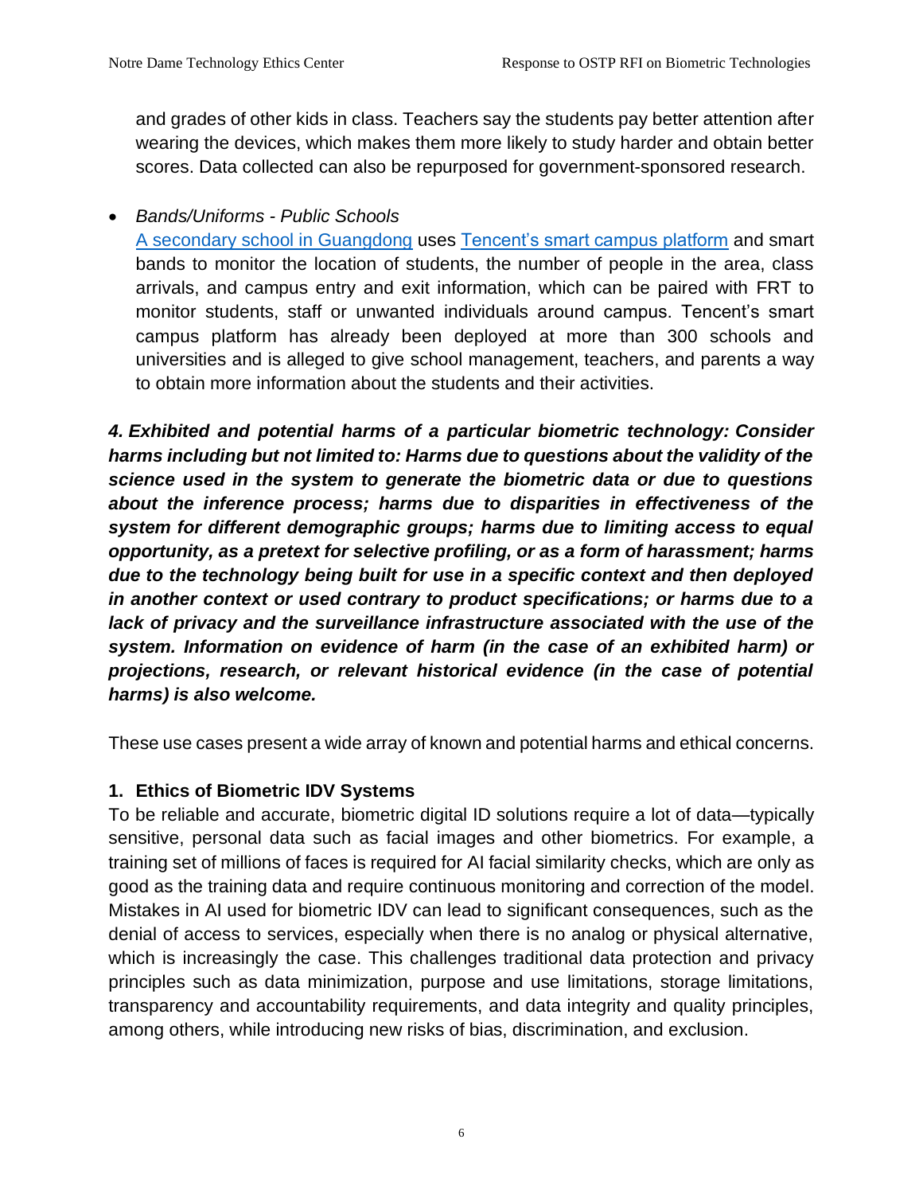and grades of other kids in class. Teachers say the students pay better attention after wearing the devices, which makes them more likely to study harder and obtain better scores. Data collected can also be repurposed for government-sponsored research.

- *Bands/Uniforms - Public Schools*
  A secondary school in Guangdong uses Tencent's smart campus platform and smart bands to monitor the location of students, the number of people in the area, class arrivals, and campus entry and exit information, which can be paired with FRT to monitor students, staff or unwanted individuals around campus. Tencent's smart campus platform has already been deployed at more than 300 schools and universities and is alleged to give school management, teachers, and parents a way to obtain more information about the students and their activities.

***4. Exhibited and potential harms of a particular biometric technology: Consider harms including but not limited to: Harms due to questions about the validity of the science used in the system to generate the biometric data or due to questions about the inference process; harms due to disparities in effectiveness of the system for different demographic groups; harms due to limiting access to equal opportunity, as a pretext for selective profiling, or as a form of harassment; harms due to the technology being built for use in a specific context and then deployed in another context or used contrary to product specifications; or harms due to a lack of privacy and the surveillance infrastructure associated with the use of the system. Information on evidence of harm (in the case of an exhibited harm) or projections, research, or relevant historical evidence (in the case of potential harms) is also welcome.***

These use cases present a wide array of known and potential harms and ethical concerns.

### 1. Ethics of Biometric IDV Systems

To be reliable and accurate, biometric digital ID solutions require a lot of data—typically sensitive, personal data such as facial images and other biometrics. For example, a training set of millions of faces is required for AI facial similarity checks, which are only as good as the training data and require continuous monitoring and correction of the model. Mistakes in AI used for biometric IDV can lead to significant consequences, such as the denial of access to services, especially when there is no analog or physical alternative, which is increasingly the case. This challenges traditional data protection and privacy principles such as data minimization, purpose and use limitations, storage limitations, transparency and accountability requirements, and data integrity and quality principles, among others, while introducing new risks of bias, discrimination, and exclusion.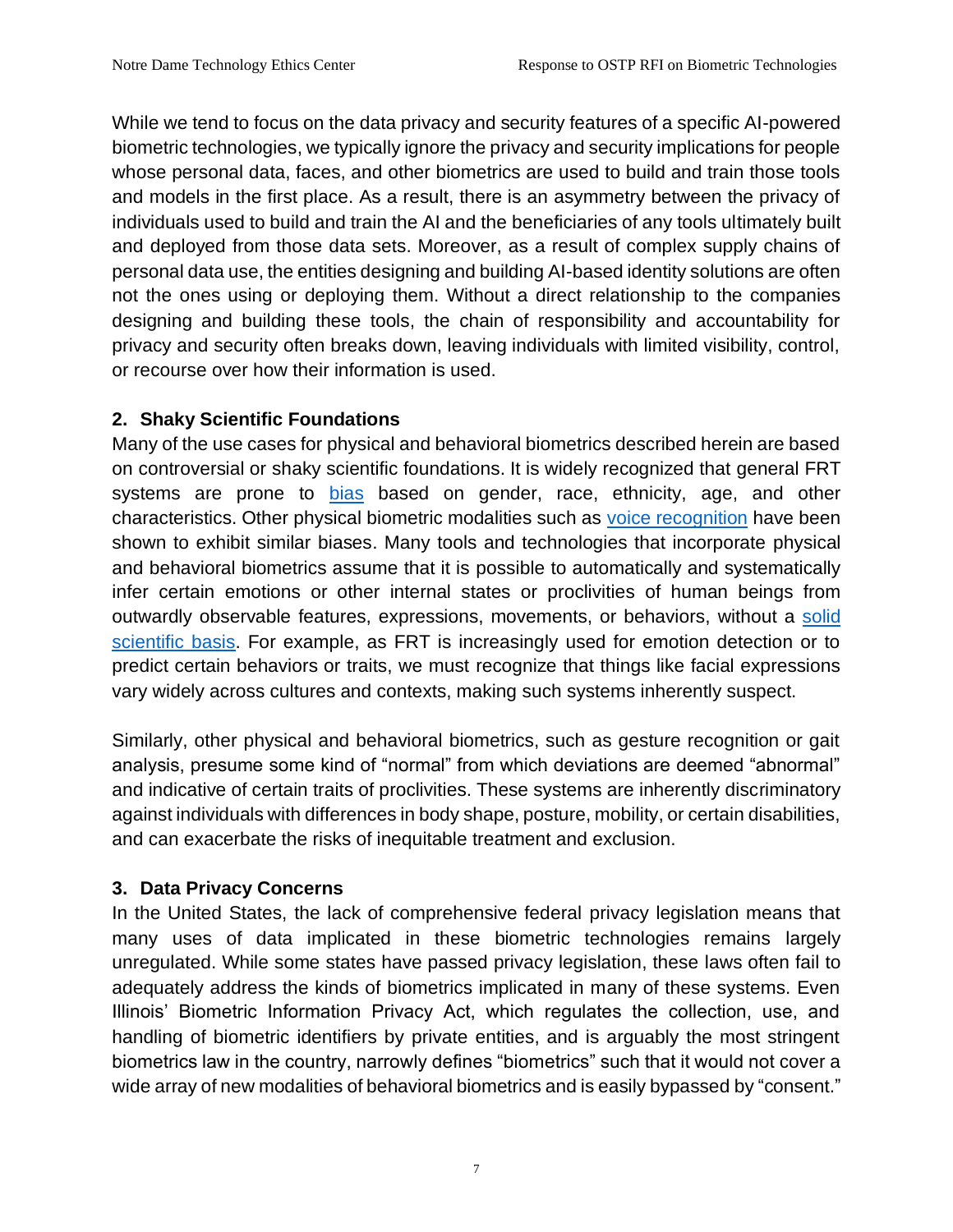While we tend to focus on the data privacy and security features of a specific AI-powered biometric technologies, we typically ignore the privacy and security implications for people whose personal data, faces, and other biometrics are used to build and train those tools and models in the first place. As a result, there is an asymmetry between the privacy of individuals used to build and train the AI and the beneficiaries of any tools ultimately built and deployed from those data sets. Moreover, as a result of complex supply chains of personal data use, the entities designing and building AI-based identity solutions are often not the ones using or deploying them. Without a direct relationship to the companies designing and building these tools, the chain of responsibility and accountability for privacy and security often breaks down, leaving individuals with limited visibility, control, or recourse over how their information is used.

### 2. Shaky Scientific Foundations

Many of the use cases for physical and behavioral biometrics described herein are based on controversial or shaky scientific foundations. It is widely recognized that general FRT systems are prone to bias based on gender, race, ethnicity, age, and other characteristics. Other physical biometric modalities such as voice recognition have been shown to exhibit similar biases. Many tools and technologies that incorporate physical and behavioral biometrics assume that it is possible to automatically and systematically infer certain emotions or other internal states or proclivities of human beings from outwardly observable features, expressions, movements, or behaviors, without a solid scientific basis. For example, as FRT is increasingly used for emotion detection or to predict certain behaviors or traits, we must recognize that things like facial expressions vary widely across cultures and contexts, making such systems inherently suspect.

Similarly, other physical and behavioral biometrics, such as gesture recognition or gait analysis, presume some kind of "normal" from which deviations are deemed "abnormal" and indicative of certain traits of proclivities. These systems are inherently discriminatory against individuals with differences in body shape, posture, mobility, or certain disabilities, and can exacerbate the risks of inequitable treatment and exclusion.

### 3. Data Privacy Concerns

In the United States, the lack of comprehensive federal privacy legislation means that many uses of data implicated in these biometric technologies remains largely unregulated. While some states have passed privacy legislation, these laws often fail to adequately address the kinds of biometrics implicated in many of these systems. Even Illinois' Biometric Information Privacy Act, which regulates the collection, use, and handling of biometric identifiers by private entities, and is arguably the most stringent biometrics law in the country, narrowly defines "biometrics" such that it would not cover a wide array of new modalities of behavioral biometrics and is easily bypassed by "consent."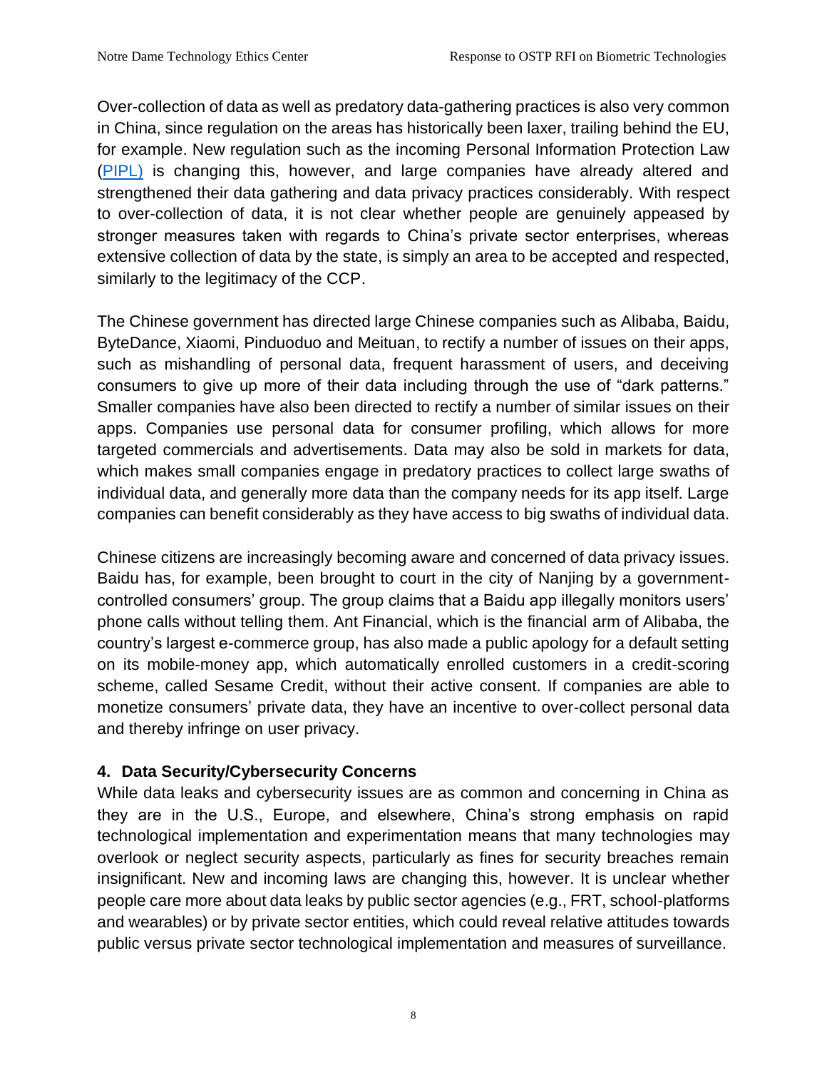Over-collection of data as well as predatory data-gathering practices is also very common in China, since regulation on the areas has historically been laxer, trailing behind the EU, for example. New regulation such as the incoming Personal Information Protection Law (PIPL) is changing this, however, and large companies have already altered and strengthened their data gathering and data privacy practices considerably. With respect to over-collection of data, it is not clear whether people are genuinely appeased by stronger measures taken with regards to China's private sector enterprises, whereas extensive collection of data by the state, is simply an area to be accepted and respected, similarly to the legitimacy of the CCP.

The Chinese government has directed large Chinese companies such as Alibaba, Baidu, ByteDance, Xiaomi, Pinduoduo and Meituan, to rectify a number of issues on their apps, such as mishandling of personal data, frequent harassment of users, and deceiving consumers to give up more of their data including through the use of "dark patterns." Smaller companies have also been directed to rectify a number of similar issues on their apps. Companies use personal data for consumer profiling, which allows for more targeted commercials and advertisements. Data may also be sold in markets for data, which makes small companies engage in predatory practices to collect large swaths of individual data, and generally more data than the company needs for its app itself. Large companies can benefit considerably as they have access to big swaths of individual data.

Chinese citizens are increasingly becoming aware and concerned of data privacy issues. Baidu has, for example, been brought to court in the city of Nanjing by a government-controlled consumers' group. The group claims that a Baidu app illegally monitors users' phone calls without telling them. Ant Financial, which is the financial arm of Alibaba, the country's largest e-commerce group, has also made a public apology for a default setting on its mobile-money app, which automatically enrolled customers in a credit-scoring scheme, called Sesame Credit, without their active consent. If companies are able to monetize consumers' private data, they have an incentive to over-collect personal data and thereby infringe on user privacy.

### 4. Data Security/Cybersecurity Concerns

While data leaks and cybersecurity issues are as common and concerning in China as they are in the U.S., Europe, and elsewhere, China's strong emphasis on rapid technological implementation and experimentation means that many technologies may overlook or neglect security aspects, particularly as fines for security breaches remain insignificant. New and incoming laws are changing this, however. It is unclear whether people care more about data leaks by public sector agencies (e.g., FRT, school-platforms and wearables) or by private sector entities, which could reveal relative attitudes towards public versus private sector technological implementation and measures of surveillance.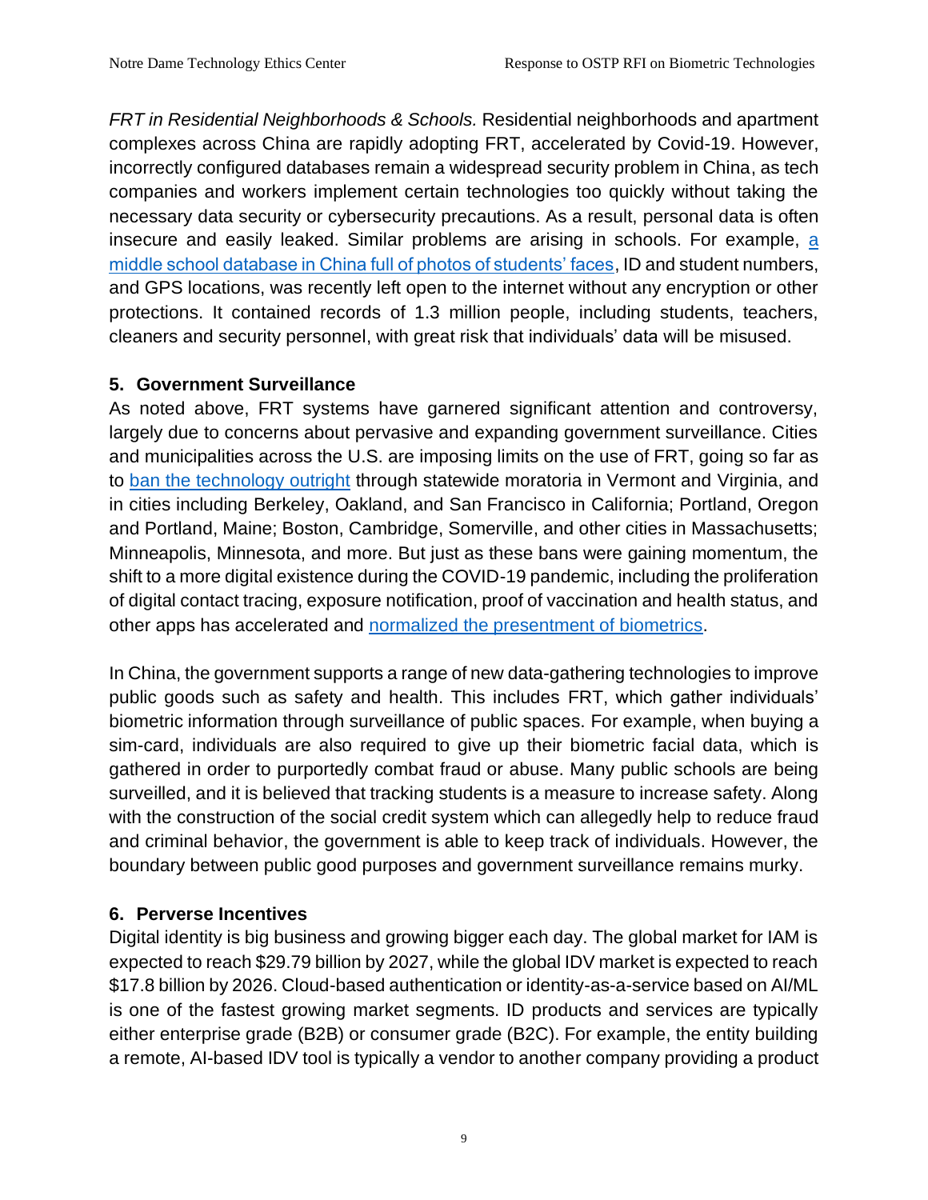*FRT in Residential Neighborhoods & Schools.* Residential neighborhoods and apartment complexes across China are rapidly adopting FRT, accelerated by Covid-19. However, incorrectly configured databases remain a widespread security problem in China, as tech companies and workers implement certain technologies too quickly without taking the necessary data security or cybersecurity precautions. As a result, personal data is often insecure and easily leaked. Similar problems are arising in schools. For example, a middle school database in China full of photos of students' faces, ID and student numbers, and GPS locations, was recently left open to the internet without any encryption or other protections. It contained records of 1.3 million people, including students, teachers, cleaners and security personnel, with great risk that individuals' data will be misused.

## 5. Government Surveillance

As noted above, FRT systems have garnered significant attention and controversy, largely due to concerns about pervasive and expanding government surveillance. Cities and municipalities across the U.S. are imposing limits on the use of FRT, going so far as to ban the technology outright through statewide moratoria in Vermont and Virginia, and in cities including Berkeley, Oakland, and San Francisco in California; Portland, Oregon and Portland, Maine; Boston, Cambridge, Somerville, and other cities in Massachusetts; Minneapolis, Minnesota, and more. But just as these bans were gaining momentum, the shift to a more digital existence during the COVID-19 pandemic, including the proliferation of digital contact tracing, exposure notification, proof of vaccination and health status, and other apps has accelerated and normalized the presentment of biometrics.

In China, the government supports a range of new data-gathering technologies to improve public goods such as safety and health. This includes FRT, which gather individuals' biometric information through surveillance of public spaces. For example, when buying a sim-card, individuals are also required to give up their biometric facial data, which is gathered in order to purportedly combat fraud or abuse. Many public schools are being surveilled, and it is believed that tracking students is a measure to increase safety. Along with the construction of the social credit system which can allegedly help to reduce fraud and criminal behavior, the government is able to keep track of individuals. However, the boundary between public good purposes and government surveillance remains murky.

## 6. Perverse Incentives

Digital identity is big business and growing bigger each day. The global market for IAM is expected to reach $29.79 billion by 2027, while the global IDV market is expected to reach $17.8 billion by 2026. Cloud-based authentication or identity-as-a-service based on AI/ML is one of the fastest growing market segments. ID products and services are typically either enterprise grade (B2B) or consumer grade (B2C). For example, the entity building a remote, AI-based IDV tool is typically a vendor to another company providing a product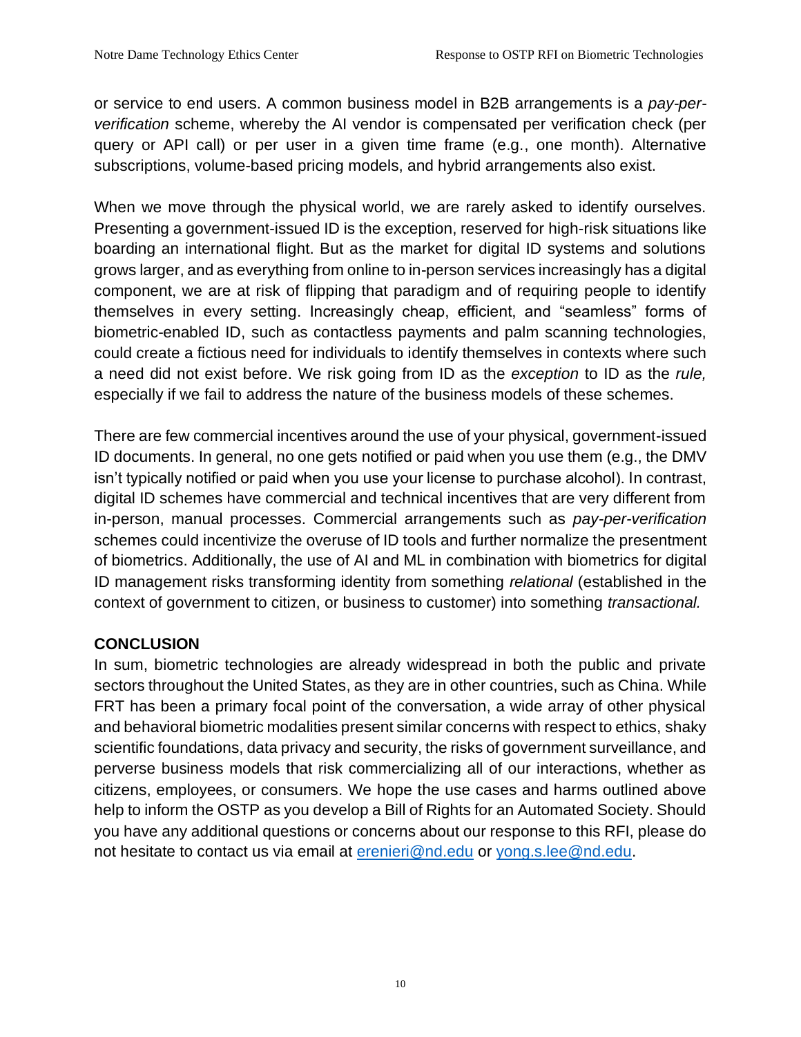or service to end users. A common business model in B2B arrangements is a *pay-per-verification* scheme, whereby the AI vendor is compensated per verification check (per query or API call) or per user in a given time frame (e.g., one month). Alternative subscriptions, volume-based pricing models, and hybrid arrangements also exist.

When we move through the physical world, we are rarely asked to identify ourselves. Presenting a government-issued ID is the exception, reserved for high-risk situations like boarding an international flight. But as the market for digital ID systems and solutions grows larger, and as everything from online to in-person services increasingly has a digital component, we are at risk of flipping that paradigm and of requiring people to identify themselves in every setting. Increasingly cheap, efficient, and "seamless" forms of biometric-enabled ID, such as contactless payments and palm scanning technologies, could create a fictious need for individuals to identify themselves in contexts where such a need did not exist before. We risk going from ID as the *exception* to ID as the *rule,* especially if we fail to address the nature of the business models of these schemes.

There are few commercial incentives around the use of your physical, government-issued ID documents. In general, no one gets notified or paid when you use them (e.g., the DMV isn't typically notified or paid when you use your license to purchase alcohol). In contrast, digital ID schemes have commercial and technical incentives that are very different from in-person, manual processes. Commercial arrangements such as *pay-per-verification* schemes could incentivize the overuse of ID tools and further normalize the presentment of biometrics. Additionally, the use of AI and ML in combination with biometrics for digital ID management risks transforming identity from something *relational* (established in the context of government to citizen, or business to customer) into something *transactional.*

## CONCLUSION

In sum, biometric technologies are already widespread in both the public and private sectors throughout the United States, as they are in other countries, such as China. While FRT has been a primary focal point of the conversation, a wide array of other physical and behavioral biometric modalities present similar concerns with respect to ethics, shaky scientific foundations, data privacy and security, the risks of government surveillance, and perverse business models that risk commercializing all of our interactions, whether as citizens, employees, or consumers. We hope the use cases and harms outlined above help to inform the OSTP as you develop a Bill of Rights for an Automated Society. Should you have any additional questions or concerns about our response to this RFI, please do not hesitate to contact us via email at erenieri@nd.edu or yong.s.lee@nd.edu.